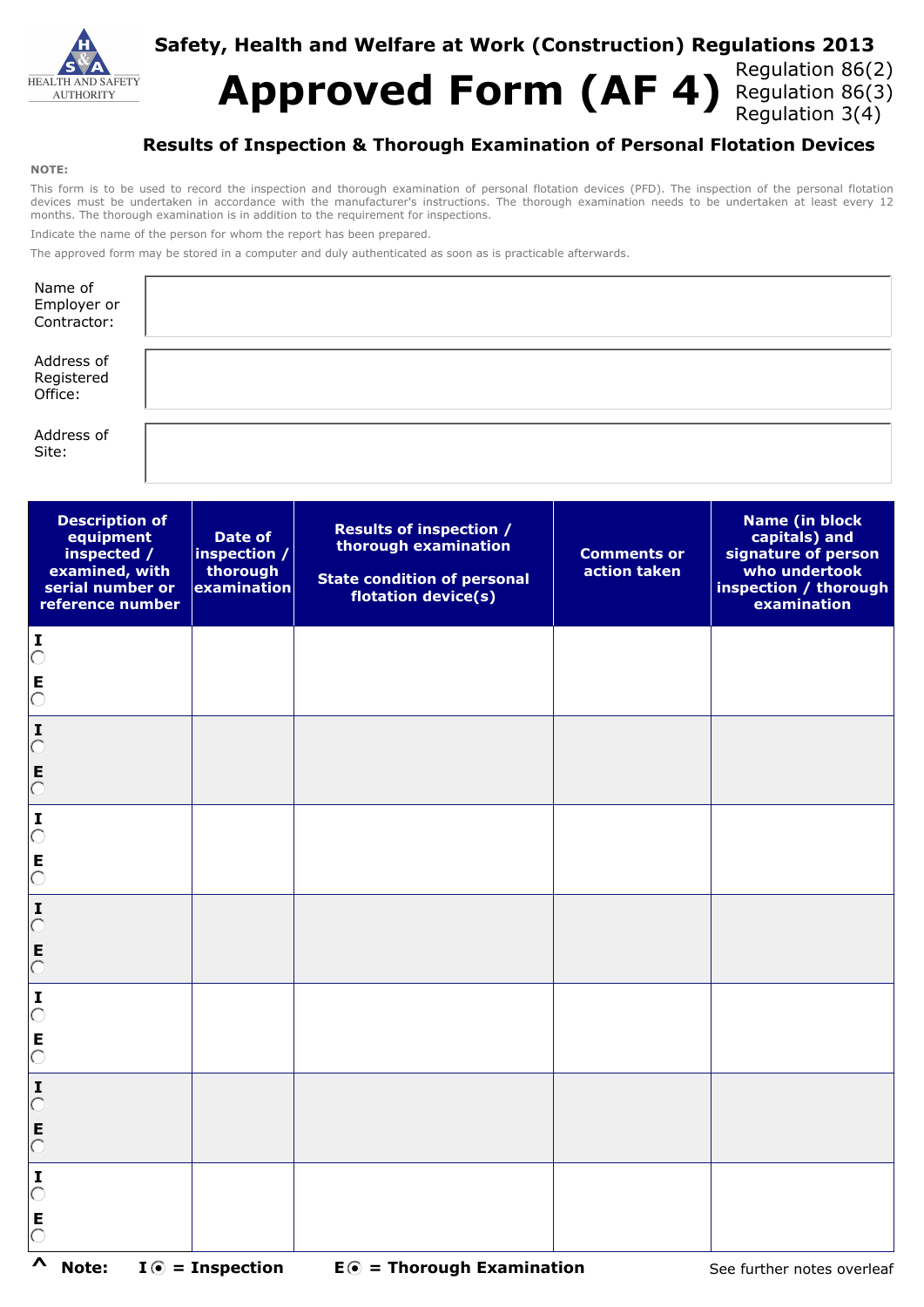HEALTH AND SAFETY AUTHORITY

## Safety, Health and Welfare at Work (Construction) Regulations 2013

# Approved Form (AF 4)

Regulation 86(2)
Regulation 86(3)
Regulation 3(4)

### Results of Inspection & Thorough Examination of Personal Flotation Devices

**NOTE:**

This form is to be used to record the inspection and thorough examination of personal flotation devices (PFD). The inspection of the personal flotation devices must be undertaken in accordance with the manufacturer's instructions. The thorough examination needs to be undertaken at least every 12 months. The thorough examination is in addition to the requirement for inspections.

Indicate the name of the person for whom the report has been prepared.

The approved form may be stored in a computer and duly authenticated as soon as is practicable afterwards.

| | |
|---|---|
| Name of Employer or Contractor: | |
| Address of Registered Office: | |
| Address of Site: | |

| Description of equipment inspected / examined, with serial number or reference number | Date of inspection / thorough examination | Results of inspection / thorough examination<br><br>State condition of personal flotation device(s) | Comments or action taken | Name (in block capitals) and signature of person who undertook inspection / thorough examination |
|---|---|---|---|---|
| I ○<br>E ○ | | | | |
| I ○<br>E ○ | | | | |
| I ○<br>E ○ | | | | |
| I ○<br>E ○ | | | | |
| I ○<br>E ○ | | | | |
| I ○<br>E ○ | | | | |
| I ○<br>E ○ | | | | |

^ **Note: I ⦿ = Inspection E ⦿ = Thorough Examination**

See further notes overleaf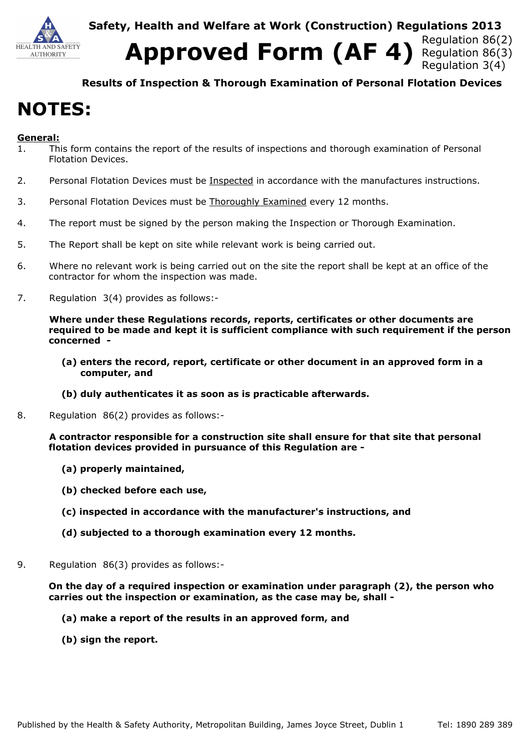**Safety, Health and Welfare at Work (Construction) Regulations 2013**

# Approved Form (AF 4)

Regulation 86(2)
Regulation 86(3)
Regulation 3(4)

**Results of Inspection & Thorough Examination of Personal Flotation Devices**

# NOTES:

**General:**

1. This form contains the report of the results of inspections and thorough examination of Personal Flotation Devices.

2. Personal Flotation Devices must be Inspected in accordance with the manufactures instructions.

3. Personal Flotation Devices must be Thoroughly Examined every 12 months.

4. The report must be signed by the person making the Inspection or Thorough Examination.

5. The Report shall be kept on site while relevant work is being carried out.

6. Where no relevant work is being carried out on the site the report shall be kept at an office of the contractor for whom the inspection was made.

7. Regulation 3(4) provides as follows:-

   **Where under these Regulations records, reports, certificates or other documents are required to be made and kept it is sufficient compliance with such requirement if the person concerned -**

   **(a) enters the record, report, certificate or other document in an approved form in a computer, and**

   **(b) duly authenticates it as soon as is practicable afterwards.**

8. Regulation 86(2) provides as follows:-

   **A contractor responsible for a construction site shall ensure for that site that personal flotation devices provided in pursuance of this Regulation are -**

   **(a) properly maintained,**

   **(b) checked before each use,**

   **(c) inspected in accordance with the manufacturer's instructions, and**

   **(d) subjected to a thorough examination every 12 months.**

9. Regulation 86(3) provides as follows:-

   **On the day of a required inspection or examination under paragraph (2), the person who carries out the inspection or examination, as the case may be, shall -**

   **(a) make a report of the results in an approved form, and**

   **(b) sign the report.**

Published by the Health & Safety Authority, Metropolitan Building, James Joyce Street, Dublin 1 Tel: 1890 289 389